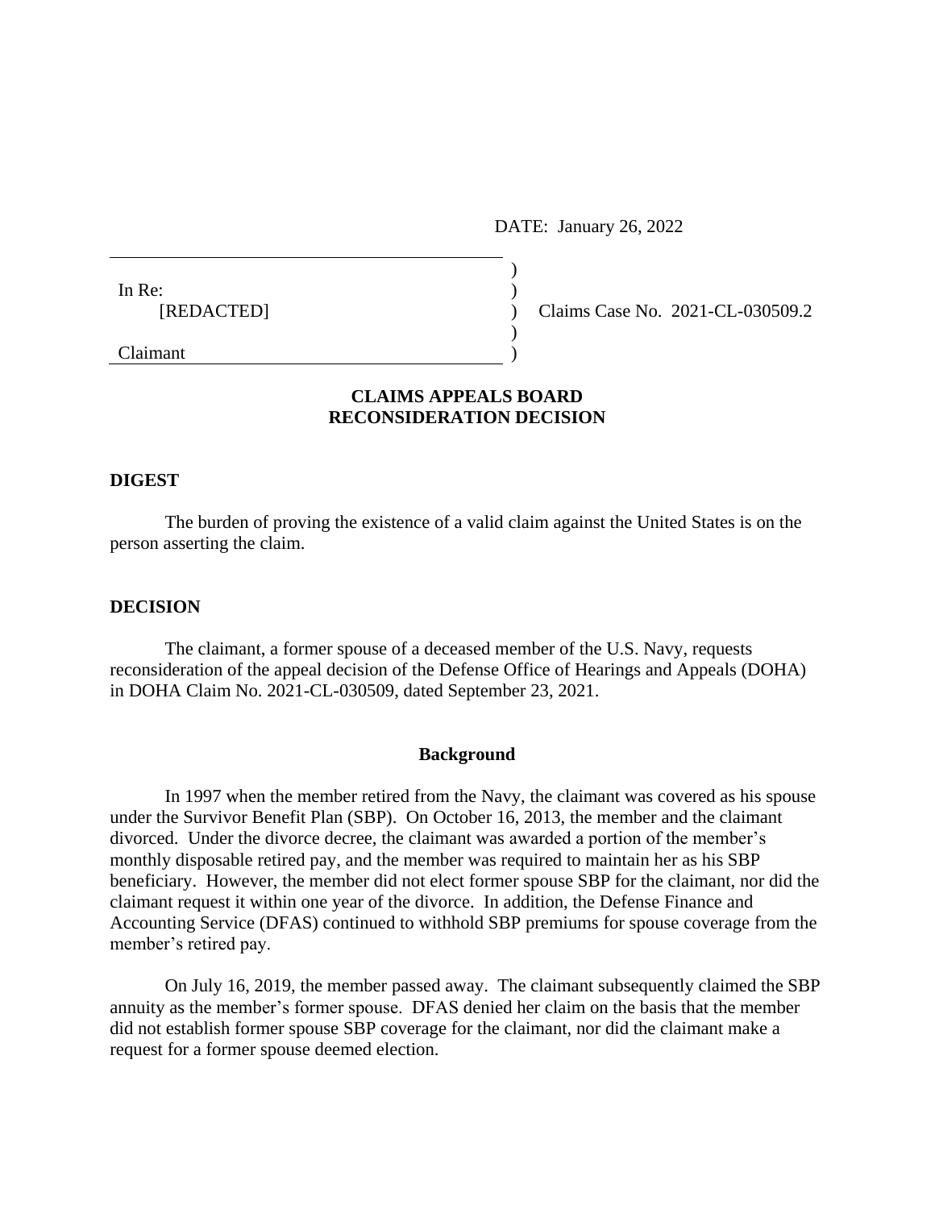DATE: January 26, 2022

In Re:
[REDACTED]

Claimant

Claims Case No. 2021-CL-030509.2

**CLAIMS APPEALS BOARD**
**RECONSIDERATION DECISION**

## DIGEST

The burden of proving the existence of a valid claim against the United States is on the person asserting the claim.

## DECISION

The claimant, a former spouse of a deceased member of the U.S. Navy, requests reconsideration of the appeal decision of the Defense Office of Hearings and Appeals (DOHA) in DOHA Claim No. 2021-CL-030509, dated September 23, 2021.

### Background

In 1997 when the member retired from the Navy, the claimant was covered as his spouse under the Survivor Benefit Plan (SBP). On October 16, 2013, the member and the claimant divorced. Under the divorce decree, the claimant was awarded a portion of the member's monthly disposable retired pay, and the member was required to maintain her as his SBP beneficiary. However, the member did not elect former spouse SBP for the claimant, nor did the claimant request it within one year of the divorce. In addition, the Defense Finance and Accounting Service (DFAS) continued to withhold SBP premiums for spouse coverage from the member's retired pay.

On July 16, 2019, the member passed away. The claimant subsequently claimed the SBP annuity as the member's former spouse. DFAS denied her claim on the basis that the member did not establish former spouse SBP coverage for the claimant, nor did the claimant make a request for a former spouse deemed election.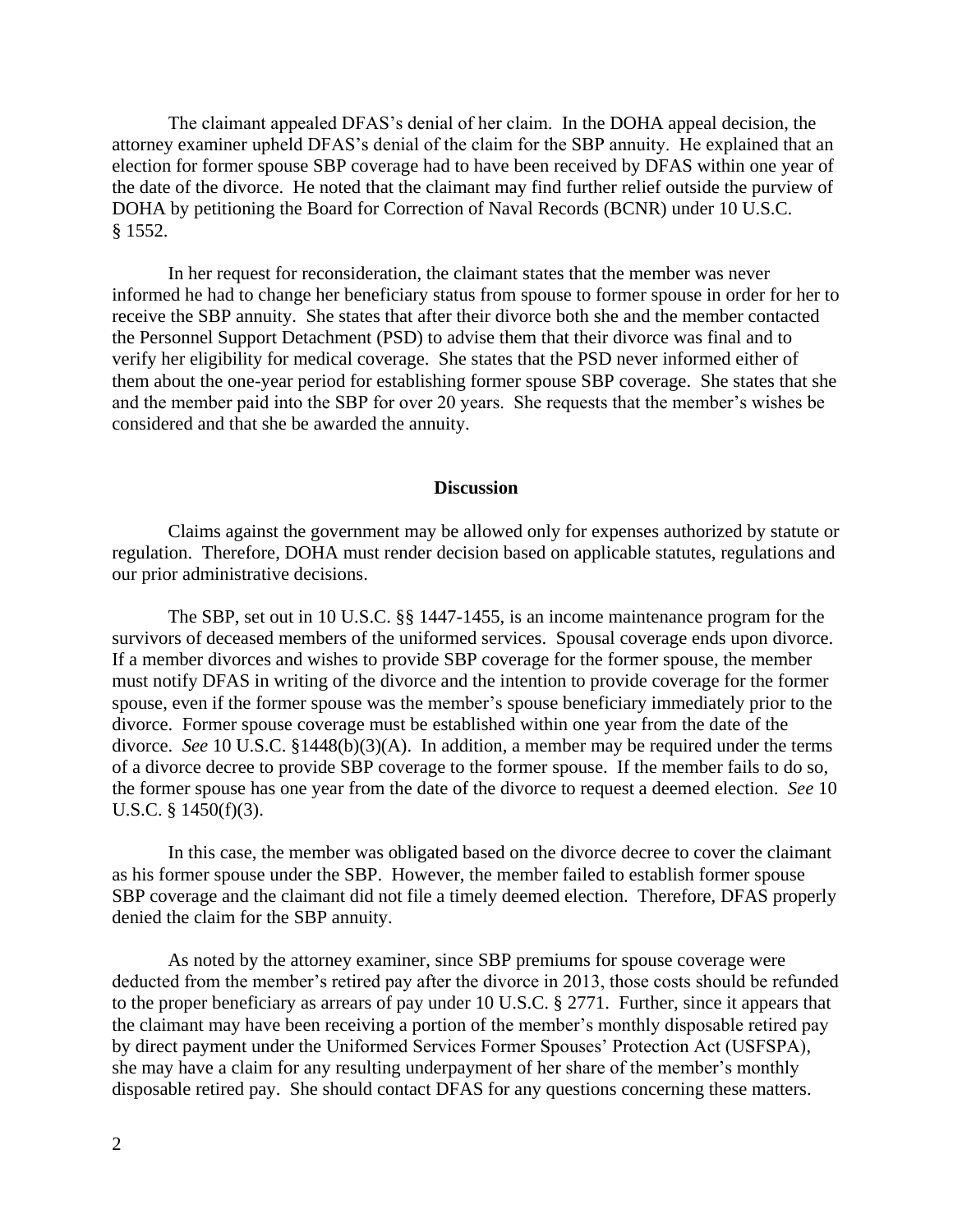The claimant appealed DFAS's denial of her claim. In the DOHA appeal decision, the attorney examiner upheld DFAS's denial of the claim for the SBP annuity. He explained that an election for former spouse SBP coverage had to have been received by DFAS within one year of the date of the divorce. He noted that the claimant may find further relief outside the purview of DOHA by petitioning the Board for Correction of Naval Records (BCNR) under 10 U.S.C. § 1552.

In her request for reconsideration, the claimant states that the member was never informed he had to change her beneficiary status from spouse to former spouse in order for her to receive the SBP annuity. She states that after their divorce both she and the member contacted the Personnel Support Detachment (PSD) to advise them that their divorce was final and to verify her eligibility for medical coverage. She states that the PSD never informed either of them about the one-year period for establishing former spouse SBP coverage. She states that she and the member paid into the SBP for over 20 years. She requests that the member's wishes be considered and that she be awarded the annuity.

## Discussion

Claims against the government may be allowed only for expenses authorized by statute or regulation. Therefore, DOHA must render decision based on applicable statutes, regulations and our prior administrative decisions.

The SBP, set out in 10 U.S.C. §§ 1447-1455, is an income maintenance program for the survivors of deceased members of the uniformed services. Spousal coverage ends upon divorce. If a member divorces and wishes to provide SBP coverage for the former spouse, the member must notify DFAS in writing of the divorce and the intention to provide coverage for the former spouse, even if the former spouse was the member's spouse beneficiary immediately prior to the divorce. Former spouse coverage must be established within one year from the date of the divorce. *See* 10 U.S.C. §1448(b)(3)(A). In addition, a member may be required under the terms of a divorce decree to provide SBP coverage to the former spouse. If the member fails to do so, the former spouse has one year from the date of the divorce to request a deemed election. *See* 10 U.S.C. § 1450(f)(3).

In this case, the member was obligated based on the divorce decree to cover the claimant as his former spouse under the SBP. However, the member failed to establish former spouse SBP coverage and the claimant did not file a timely deemed election. Therefore, DFAS properly denied the claim for the SBP annuity.

As noted by the attorney examiner, since SBP premiums for spouse coverage were deducted from the member's retired pay after the divorce in 2013, those costs should be refunded to the proper beneficiary as arrears of pay under 10 U.S.C. § 2771. Further, since it appears that the claimant may have been receiving a portion of the member's monthly disposable retired pay by direct payment under the Uniformed Services Former Spouses' Protection Act (USFSPA), she may have a claim for any resulting underpayment of her share of the member's monthly disposable retired pay. She should contact DFAS for any questions concerning these matters.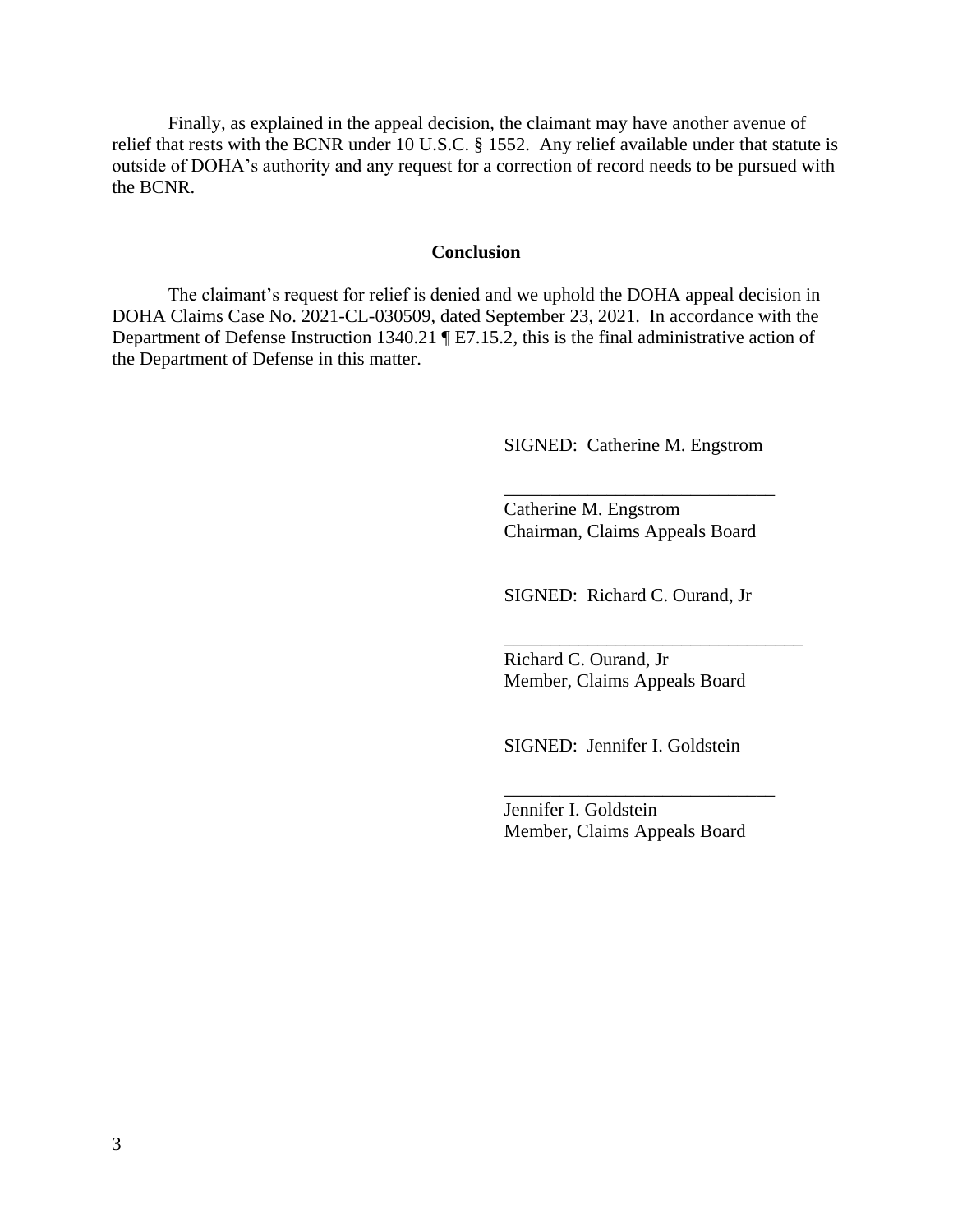Finally, as explained in the appeal decision, the claimant may have another avenue of relief that rests with the BCNR under 10 U.S.C. § 1552. Any relief available under that statute is outside of DOHA's authority and any request for a correction of record needs to be pursued with the BCNR.

## Conclusion

The claimant's request for relief is denied and we uphold the DOHA appeal decision in DOHA Claims Case No. 2021-CL-030509, dated September 23, 2021. In accordance with the Department of Defense Instruction 1340.21 ¶ E7.15.2, this is the final administrative action of the Department of Defense in this matter.

SIGNED: Catherine M. Engstrom

______________________________
Catherine M. Engstrom
Chairman, Claims Appeals Board

SIGNED: Richard C. Ourand, Jr

______________________________
Richard C. Ourand, Jr
Member, Claims Appeals Board

SIGNED: Jennifer I. Goldstein

______________________________
Jennifer I. Goldstein
Member, Claims Appeals Board